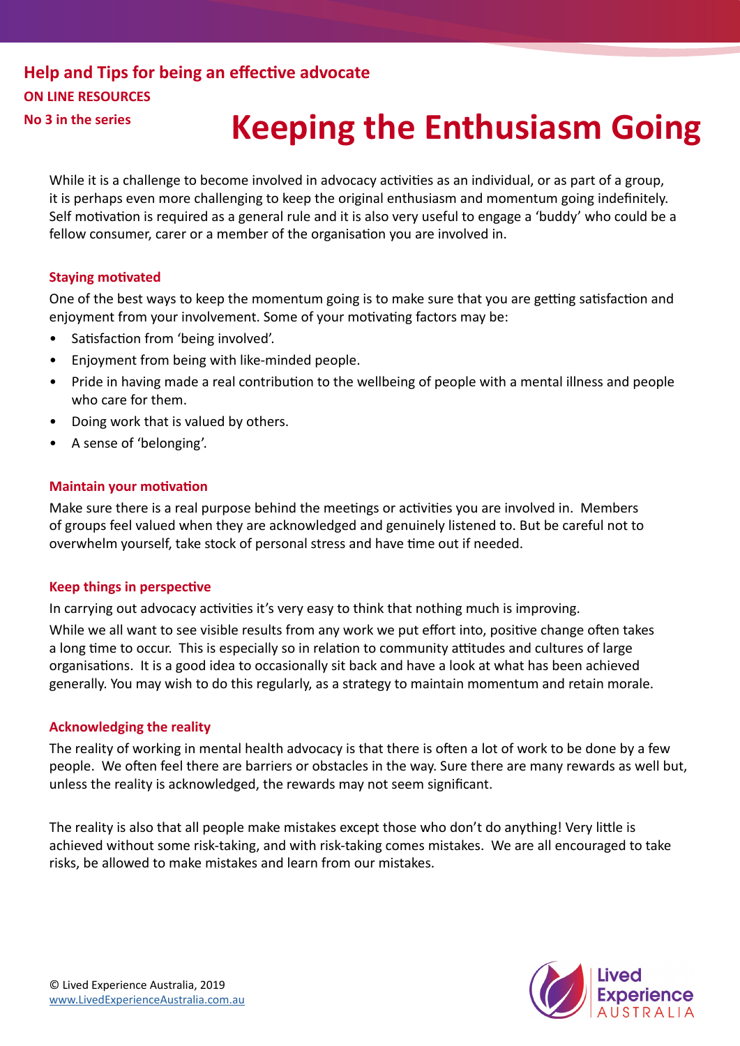Help and Tips for being an effective advocate

ON LINE RESOURCES

No 3 in the series

# Keeping the Enthusiasm Going

While it is a challenge to become involved in advocacy activities as an individual, or as part of a group, it is perhaps even more challenging to keep the original enthusiasm and momentum going indefinitely. Self motivation is required as a general rule and it is also very useful to engage a 'buddy' who could be a fellow consumer, carer or a member of the organisation you are involved in.

## Staying motivated

One of the best ways to keep the momentum going is to make sure that you are getting satisfaction and enjoyment from your involvement. Some of your motivating factors may be:

- Satisfaction from 'being involved'.
- Enjoyment from being with like-minded people.
- Pride in having made a real contribution to the wellbeing of people with a mental illness and people who care for them.
- Doing work that is valued by others.
- A sense of 'belonging'.

## Maintain your motivation

Make sure there is a real purpose behind the meetings or activities you are involved in. Members of groups feel valued when they are acknowledged and genuinely listened to. But be careful not to overwhelm yourself, take stock of personal stress and have time out if needed.

## Keep things in perspective

In carrying out advocacy activities it's very easy to think that nothing much is improving.

While we all want to see visible results from any work we put effort into, positive change often takes a long time to occur. This is especially so in relation to community attitudes and cultures of large organisations. It is a good idea to occasionally sit back and have a look at what has been achieved generally. You may wish to do this regularly, as a strategy to maintain momentum and retain morale.

## Acknowledging the reality

The reality of working in mental health advocacy is that there is often a lot of work to be done by a few people. We often feel there are barriers or obstacles in the way. Sure there are many rewards as well but, unless the reality is acknowledged, the rewards may not seem significant.

The reality is also that all people make mistakes except those who don't do anything! Very little is achieved without some risk-taking, and with risk-taking comes mistakes. We are all encouraged to take risks, be allowed to make mistakes and learn from our mistakes.

© Lived Experience Australia, 2019
www.LivedExperienceAustralia.com.au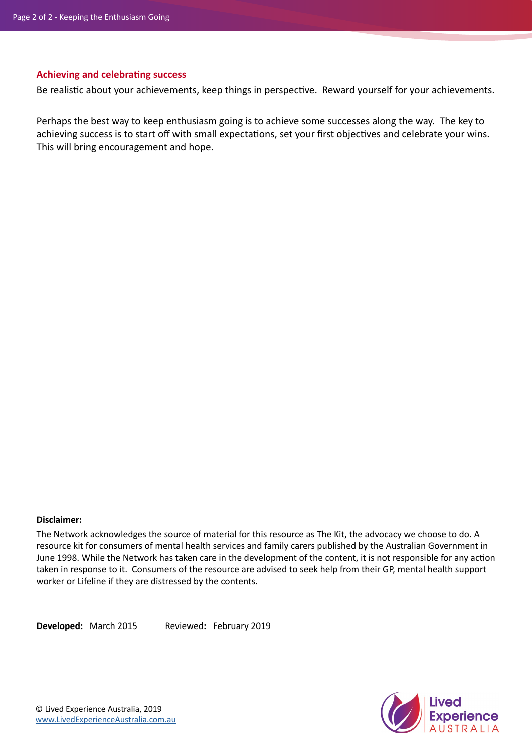## Achieving and celebrating success

Be realistic about your achievements, keep things in perspective.  Reward yourself for your achievements.

Perhaps the best way to keep enthusiasm going is to achieve some successes along the way.  The key to achieving success is to start off with small expectations, set your first objectives and celebrate your wins. This will bring encouragement and hope.

**Disclaimer:**

The Network acknowledges the source of material for this resource as The Kit, the advocacy we choose to do. A resource kit for consumers of mental health services and family carers published by the Australian Government in June 1998. While the Network has taken care in the development of the content, it is not responsible for any action taken in response to it.  Consumers of the resource are advised to seek help from their GP, mental health support worker or Lifeline if they are distressed by the contents.

**Developed:** March 2015     Reviewed**:** February 2019

© Lived Experience Australia, 2019
www.LivedExperienceAustralia.com.au